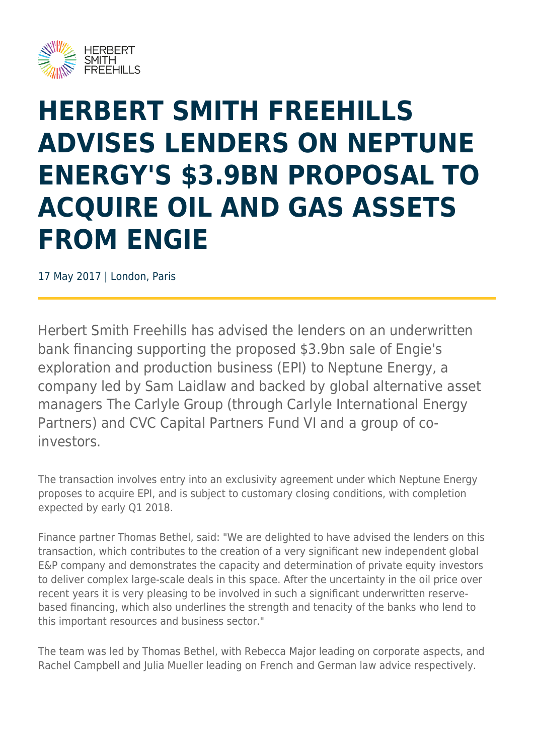# HERBERT SMITH FREEHILLS ADVISES LENDERS ON NEPTUNE ENERGY'S $3.9BN PROPOSAL TO ACQUIRE OIL AND GAS ASSETS FROM ENGIE

17 May 2017 | London, Paris

Herbert Smith Freehills has advised the lenders on an underwritten bank financing supporting the proposed $3.9bn sale of Engie's exploration and production business (EPI) to Neptune Energy, a company led by Sam Laidlaw and backed by global alternative asset managers The Carlyle Group (through Carlyle International Energy Partners) and CVC Capital Partners Fund VI and a group of co-investors.

The transaction involves entry into an exclusivity agreement under which Neptune Energy proposes to acquire EPI, and is subject to customary closing conditions, with completion expected by early Q1 2018.

Finance partner Thomas Bethel, said: "We are delighted to have advised the lenders on this transaction, which contributes to the creation of a very significant new independent global E&P company and demonstrates the capacity and determination of private equity investors to deliver complex large-scale deals in this space. After the uncertainty in the oil price over recent years it is very pleasing to be involved in such a significant underwritten reserve-based financing, which also underlines the strength and tenacity of the banks who lend to this important resources and business sector."

The team was led by Thomas Bethel, with Rebecca Major leading on corporate aspects, and Rachel Campbell and Julia Mueller leading on French and German law advice respectively.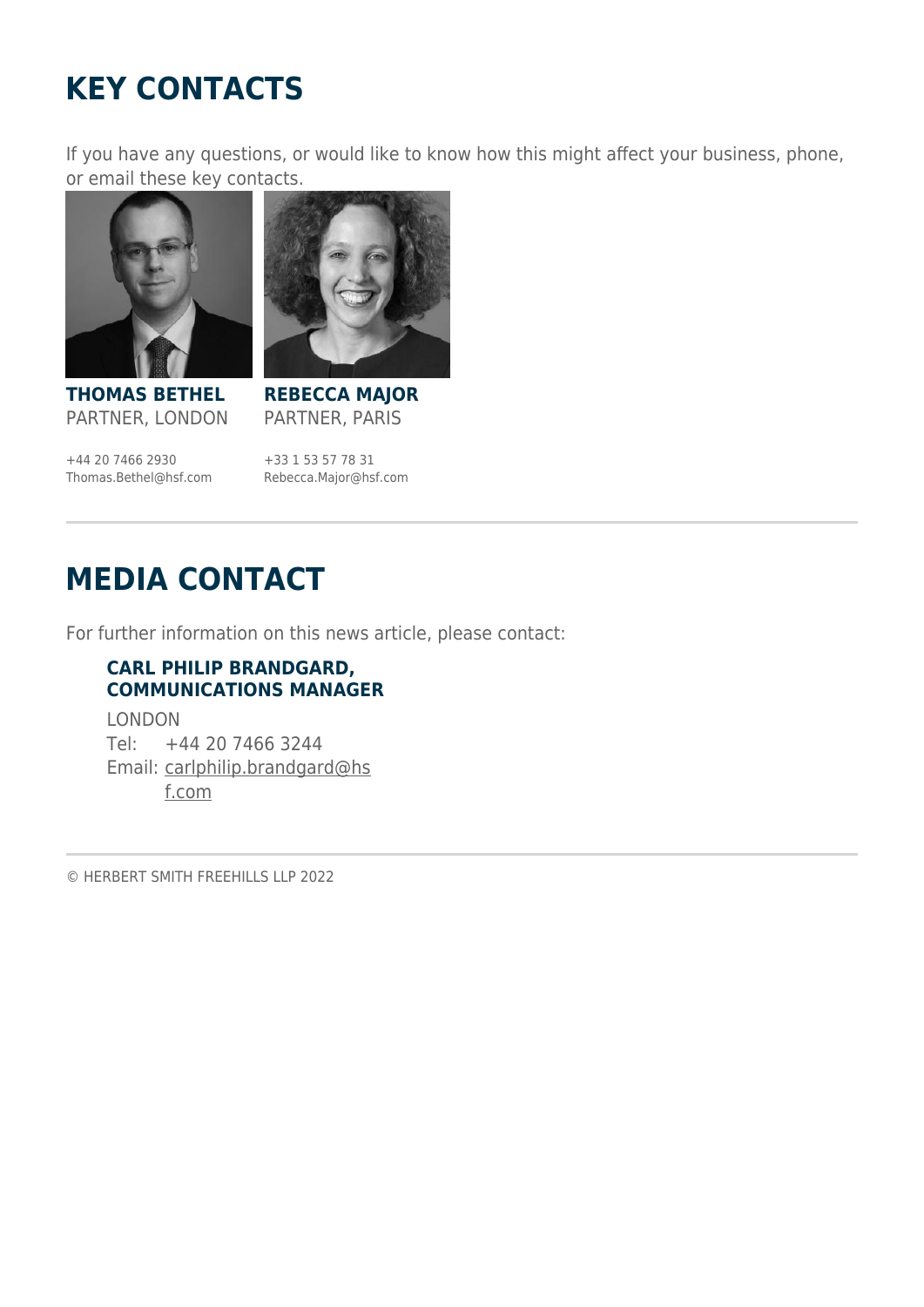# KEY CONTACTS

If you have any questions, or would like to know how this might affect your business, phone, or email these key contacts.

**THOMAS BETHEL**
PARTNER, LONDON

+44 20 7466 2930
Thomas.Bethel@hsf.com

**REBECCA MAJOR**
PARTNER, PARIS

+33 1 53 57 78 31
Rebecca.Major@hsf.com

---

# MEDIA CONTACT

For further information on this news article, please contact:

**CARL PHILIP BRANDGARD, COMMUNICATIONS MANAGER**

LONDON
Tel: +44 20 7466 3244
Email: carlphilip.brandgard@hsf.com

---

© HERBERT SMITH FREEHILLS LLP 2022